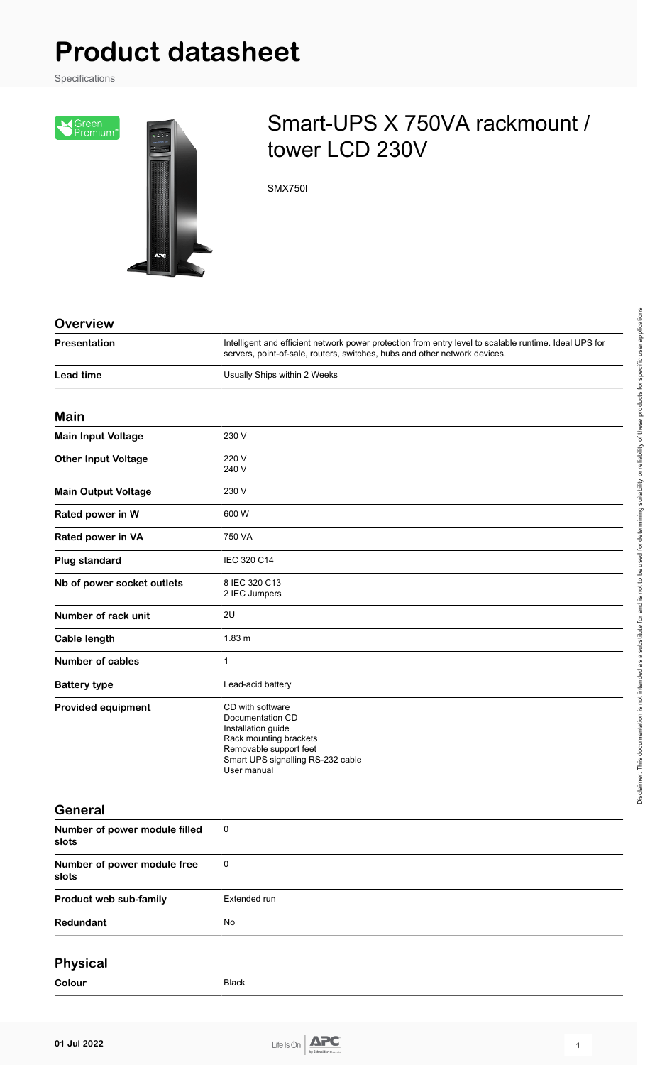# Product datasheet

Specifications

## Smart-UPS X 750VA rackmount / tower LCD 230V

SMX750I

### Overview

| | |
|---|---|
| **Presentation** | Intelligent and efficient network power protection from entry level to scalable runtime. Ideal UPS for servers, point-of-sale, routers, switches, hubs and other network devices. |
| **Lead time** | Usually Ships within 2 Weeks |

### Main

| | |
|---|---|
| **Main Input Voltage** | 230 V |
| **Other Input Voltage** | 220 V<br>240 V |
| **Main Output Voltage** | 230 V |
| **Rated power in W** | 600 W |
| **Rated power in VA** | 750 VA |
| **Plug standard** | IEC 320 C14 |
| **Nb of power socket outlets** | 8 IEC 320 C13<br>2 IEC Jumpers |
| **Number of rack unit** | 2U |
| **Cable length** | 1.83 m |
| **Number of cables** | 1 |
| **Battery type** | Lead-acid battery |
| **Provided equipment** | CD with software<br>Documentation CD<br>Installation guide<br>Rack mounting brackets<br>Removable support feet<br>Smart UPS signalling RS-232 cable<br>User manual |

### General

| | |
|---|---|
| **Number of power module filled slots** | 0 |
| **Number of power module free slots** | 0 |
| **Product web sub-family** | Extended run |
| **Redundant** | No |

### Physical

| | |
|---|---|
| **Colour** | Black |

Disclaimer: This documentation is not intended as a substitute for and is not to be used for determining suitability or reliability of these products for specific user applications

01 Jul 2022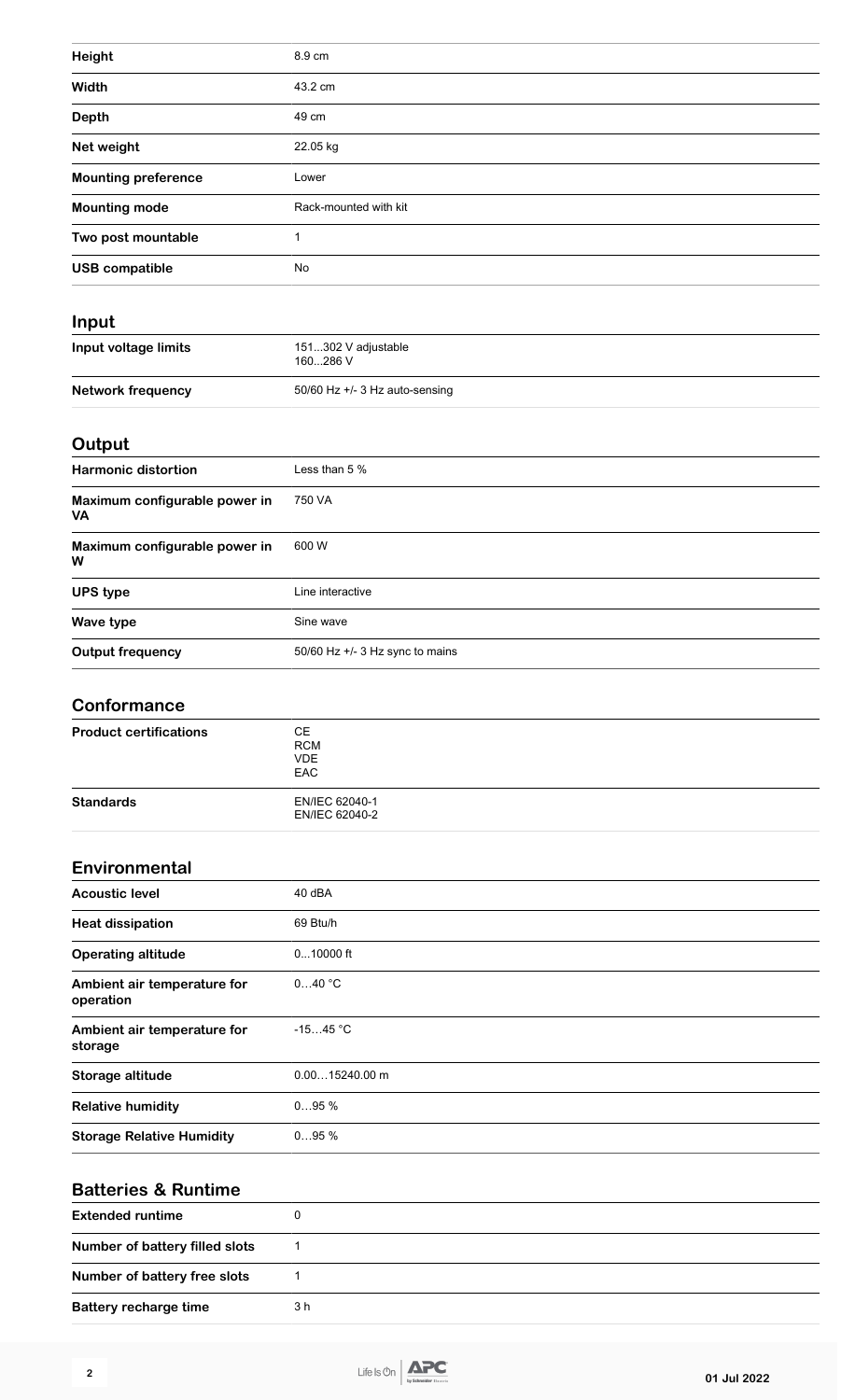| | |
|---|---|
| **Height** | 8.9 cm |
| **Width** | 43.2 cm |
| **Depth** | 49 cm |
| **Net weight** | 22.05 kg |
| **Mounting preference** | Lower |
| **Mounting mode** | Rack-mounted with kit |
| **Two post mountable** | 1 |
| **USB compatible** | No |

## Input

| | |
|---|---|
| **Input voltage limits** | 151...302 V adjustable<br>160...286 V |
| **Network frequency** | 50/60 Hz +/- 3 Hz auto-sensing |

## Output

| | |
|---|---|
| **Harmonic distortion** | Less than 5 % |
| **Maximum configurable power in VA** | 750 VA |
| **Maximum configurable power in W** | 600 W |
| **UPS type** | Line interactive |
| **Wave type** | Sine wave |
| **Output frequency** | 50/60 Hz +/- 3 Hz sync to mains |

## Conformance

| | |
|---|---|
| **Product certifications** | CE<br>RCM<br>VDE<br>EAC |
| **Standards** | EN/IEC 62040-1<br>EN/IEC 62040-2 |

## Environmental

| | |
|---|---|
| **Acoustic level** | 40 dBA |
| **Heat dissipation** | 69 Btu/h |
| **Operating altitude** | 0...10000 ft |
| **Ambient air temperature for operation** | 0…40 °C |
| **Ambient air temperature for storage** | -15…45 °C |
| **Storage altitude** | 0.00…15240.00 m |
| **Relative humidity** | 0…95 % |
| **Storage Relative Humidity** | 0…95 % |

## Batteries & Runtime

| | |
|---|---|
| **Extended runtime** | 0 |
| **Number of battery filled slots** | 1 |
| **Number of battery free slots** | 1 |
| **Battery recharge time** | 3 h |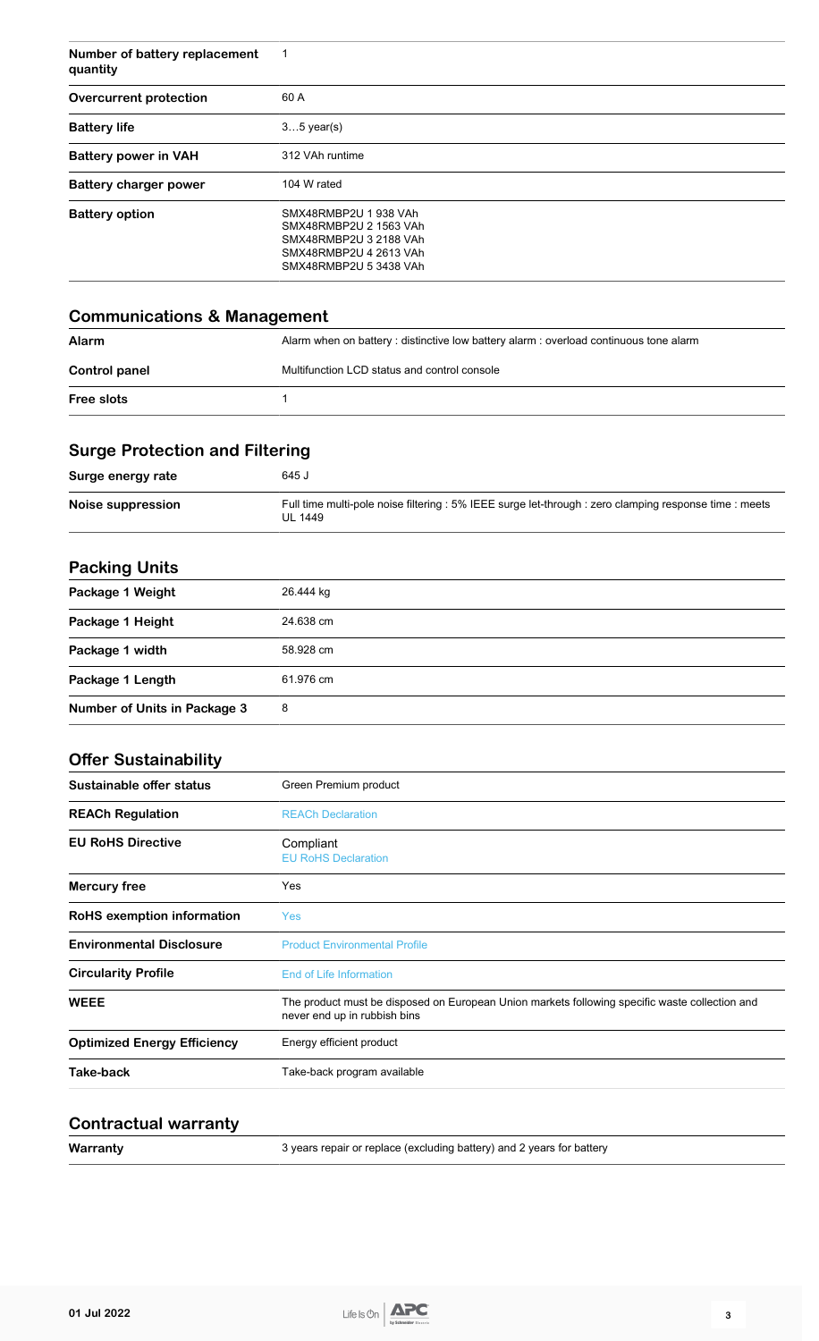| | |
|---|---|
| **Number of battery replacement quantity** | 1 |
| **Overcurrent protection** | 60 A |
| **Battery life** | 3…5 year(s) |
| **Battery power in VAH** | 312 VAh runtime |
| **Battery charger power** | 104 W rated |
| **Battery option** | SMX48RMBP2U 1 938 VAh<br>SMX48RMBP2U 2 1563 VAh<br>SMX48RMBP2U 3 2188 VAh<br>SMX48RMBP2U 4 2613 VAh<br>SMX48RMBP2U 5 3438 VAh |

## Communications & Management

| | |
|---|---|
| **Alarm** | Alarm when on battery : distinctive low battery alarm : overload continuous tone alarm |
| **Control panel** | Multifunction LCD status and control console |
| **Free slots** | 1 |

## Surge Protection and Filtering

| | |
|---|---|
| **Surge energy rate** | 645 J |
| **Noise suppression** | Full time multi-pole noise filtering : 5% IEEE surge let-through : zero clamping response time : meets UL 1449 |

## Packing Units

| | |
|---|---|
| **Package 1 Weight** | 26.444 kg |
| **Package 1 Height** | 24.638 cm |
| **Package 1 width** | 58.928 cm |
| **Package 1 Length** | 61.976 cm |
| **Number of Units in Package 3** | 8 |

## Offer Sustainability

| | |
|---|---|
| **Sustainable offer status** | Green Premium product |
| **REACh Regulation** | REACh Declaration |
| **EU RoHS Directive** | Compliant<br>EU RoHS Declaration |
| **Mercury free** | Yes |
| **RoHS exemption information** | Yes |
| **Environmental Disclosure** | Product Environmental Profile |
| **Circularity Profile** | End of Life Information |
| **WEEE** | The product must be disposed on European Union markets following specific waste collection and never end up in rubbish bins |
| **Optimized Energy Efficiency** | Energy efficient product |
| **Take-back** | Take-back program available |

## Contractual warranty

| | |
|---|---|
| **Warranty** | 3 years repair or replace (excluding battery) and 2 years for battery |